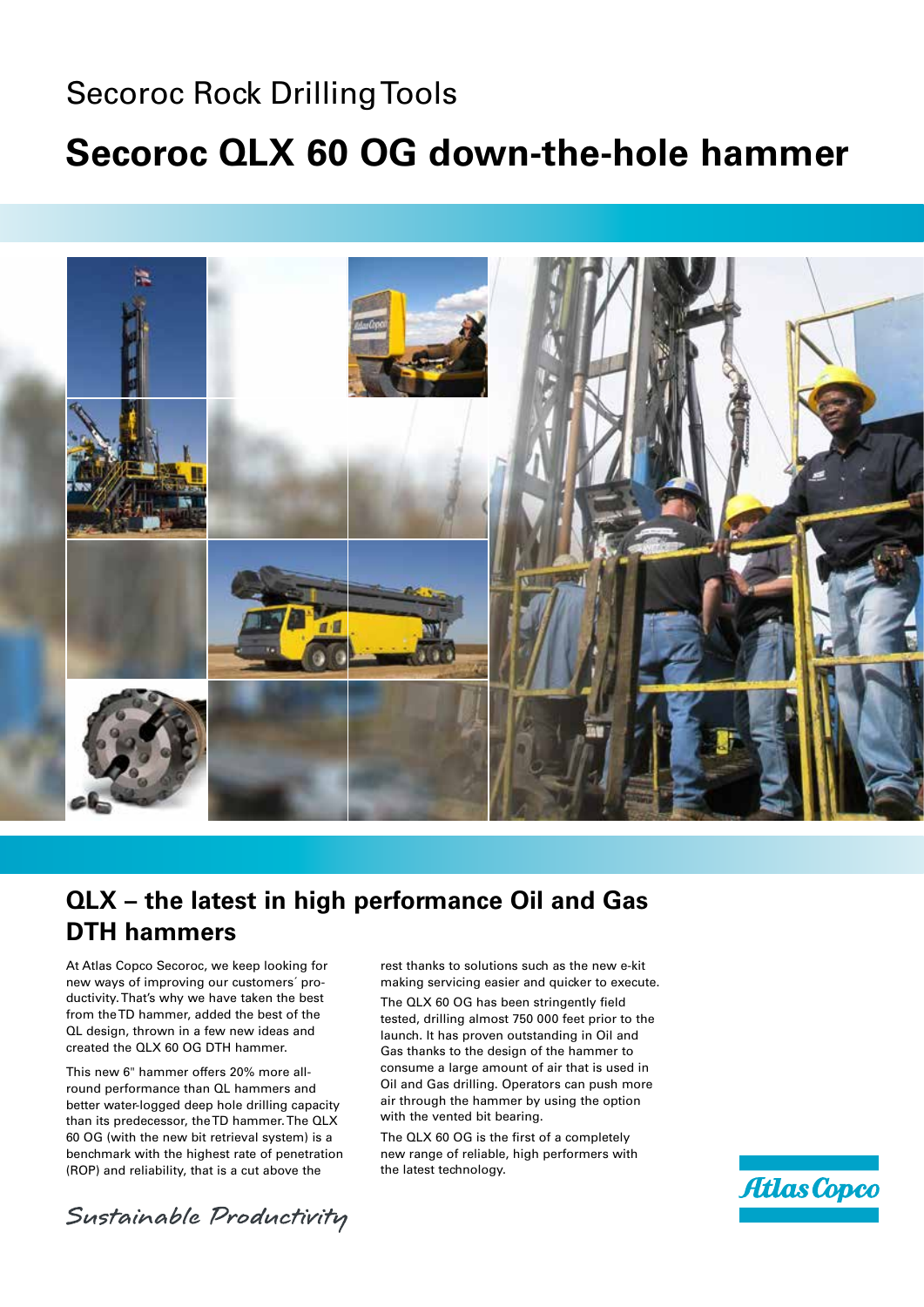Secoroc Rock Drilling Tools

# Secoroc QLX 60 OG down-the-hole hammer

## QLX – the latest in high performance Oil and Gas DTH hammers

At Atlas Copco Secoroc, we keep looking for new ways of improving our customers´ productivity. That's why we have taken the best from the TD hammer, added the best of the QL design, thrown in a few new ideas and created the QLX 60 OG DTH hammer.

This new 6" hammer offers 20% more all-round performance than QL hammers and better water-logged deep hole drilling capacity than its predecessor, the TD hammer. The QLX 60 OG (with the new bit retrieval system) is a benchmark with the highest rate of penetration (ROP) and reliability, that is a cut above the rest thanks to solutions such as the new e-kit making servicing easier and quicker to execute.

The QLX 60 OG has been stringently field tested, drilling almost 750 000 feet prior to the launch. It has proven outstanding in Oil and Gas thanks to the design of the hammer to consume a large amount of air that is used in Oil and Gas drilling. Operators can push more air through the hammer by using the option with the vented bit bearing.

The QLX 60 OG is the first of a completely new range of reliable, high performers with the latest technology.

*Sustainable Productivity*

Atlas Copco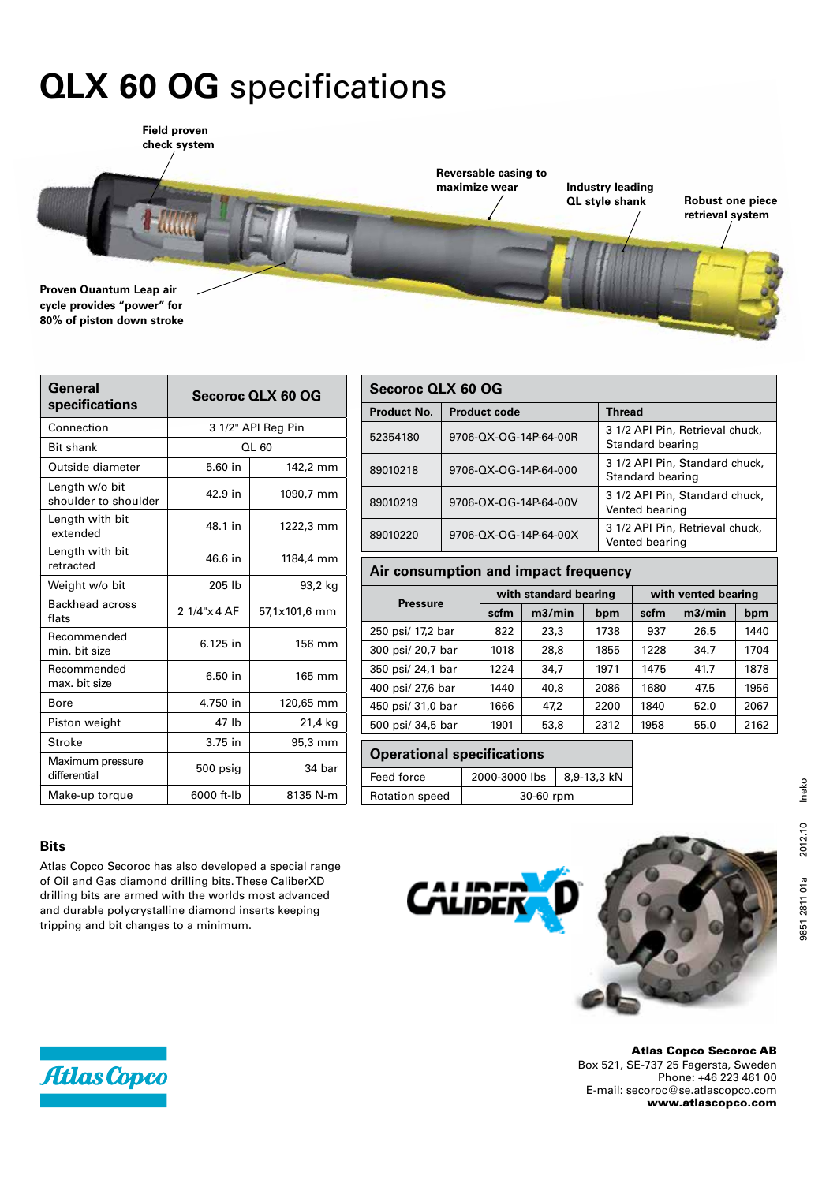# QLX 60 OG specifications

Field proven check system

Reversable casing to maximize wear

Industry leading QL style shank

Robust one piece retrieval system

Proven Quantum Leap air cycle provides "power" for 80% of piston down stroke

| General specifications | Secoroc QLX 60 OG | |
|---|---|---|
| Connection | 3 1/2" API Reg Pin | |
| Bit shank | QL 60 | |
| Outside diameter | 5.60 in | 142,2 mm |
| Length w/o bit shoulder to shoulder | 42.9 in | 1090,7 mm |
| Length with bit extended | 48.1 in | 1222,3 mm |
| Length with bit retracted | 46.6 in | 1184,4 mm |
| Weight w/o bit | 205 lb | 93,2 kg |
| Backhead across flats | 2 1/4"x 4 AF | 57,1x101,6 mm |
| Recommended min. bit size | 6.125 in | 156 mm |
| Recommended max. bit size | 6.50 in | 165 mm |
| Bore | 4.750 in | 120,65 mm |
| Piston weight | 47 lb | 21,4 kg |
| Stroke | 3.75 in | 95,3 mm |
| Maximum pressure differential | 500 psig | 34 bar |
| Make-up torque | 6000 ft-lb | 8135 N-m |

## Secoroc QLX 60 OG

| Product No. | Product code | Thread |
|---|---|---|
| 52354180 | 9706-QX-OG-14P-64-00R | 3 1/2 API Pin, Retrieval chuck, Standard bearing |
| 89010218 | 9706-QX-OG-14P-64-000 | 3 1/2 API Pin, Standard chuck, Standard bearing |
| 89010219 | 9706-QX-OG-14P-64-00V | 3 1/2 API Pin, Standard chuck, Vented bearing |
| 89010220 | 9706-QX-OG-14P-64-00X | 3 1/2 API Pin, Retrieval chuck, Vented bearing |

## Air consumption and impact frequency

| Pressure | with standard bearing | | | with vented bearing | | |
|---|---|---|---|---|---|---|
| | scfm | m3/min | bpm | scfm | m3/min | bpm |
| 250 psi/ 17,2 bar | 822 | 23,3 | 1738 | 937 | 26.5 | 1440 |
| 300 psi/ 20,7 bar | 1018 | 28,8 | 1855 | 1228 | 34.7 | 1704 |
| 350 psi/ 24,1 bar | 1224 | 34,7 | 1971 | 1475 | 41.7 | 1878 |
| 400 psi/ 27,6 bar | 1440 | 40,8 | 2086 | 1680 | 47.5 | 1956 |
| 450 psi/ 31,0 bar | 1666 | 47,2 | 2200 | 1840 | 52.0 | 2067 |
| 500 psi/ 34,5 bar | 1901 | 53,8 | 2312 | 1958 | 55.0 | 2162 |

## Operational specifications

| | | |
|---|---|---|
| Feed force | 2000-3000 lbs | 8,9-13,3 kN |
| Rotation speed | 30-60 rpm | |

## Bits

Atlas Copco Secoroc has also developed a special range of Oil and Gas diamond drilling bits. These CaliberXD drilling bits are armed with the worlds most advanced and durable polycrystalline diamond inserts keeping tripping and bit changes to a minimum.

CALIBER XD

9851 2811 01a 2012.10 Ineko

Atlas Copco

**Atlas Copco Secoroc AB**
Box 521, SE-737 25 Fagersta, Sweden
Phone: +46 223 461 00
E-mail: secoroc@se.atlascopco.com
**www.atlascopco.com**